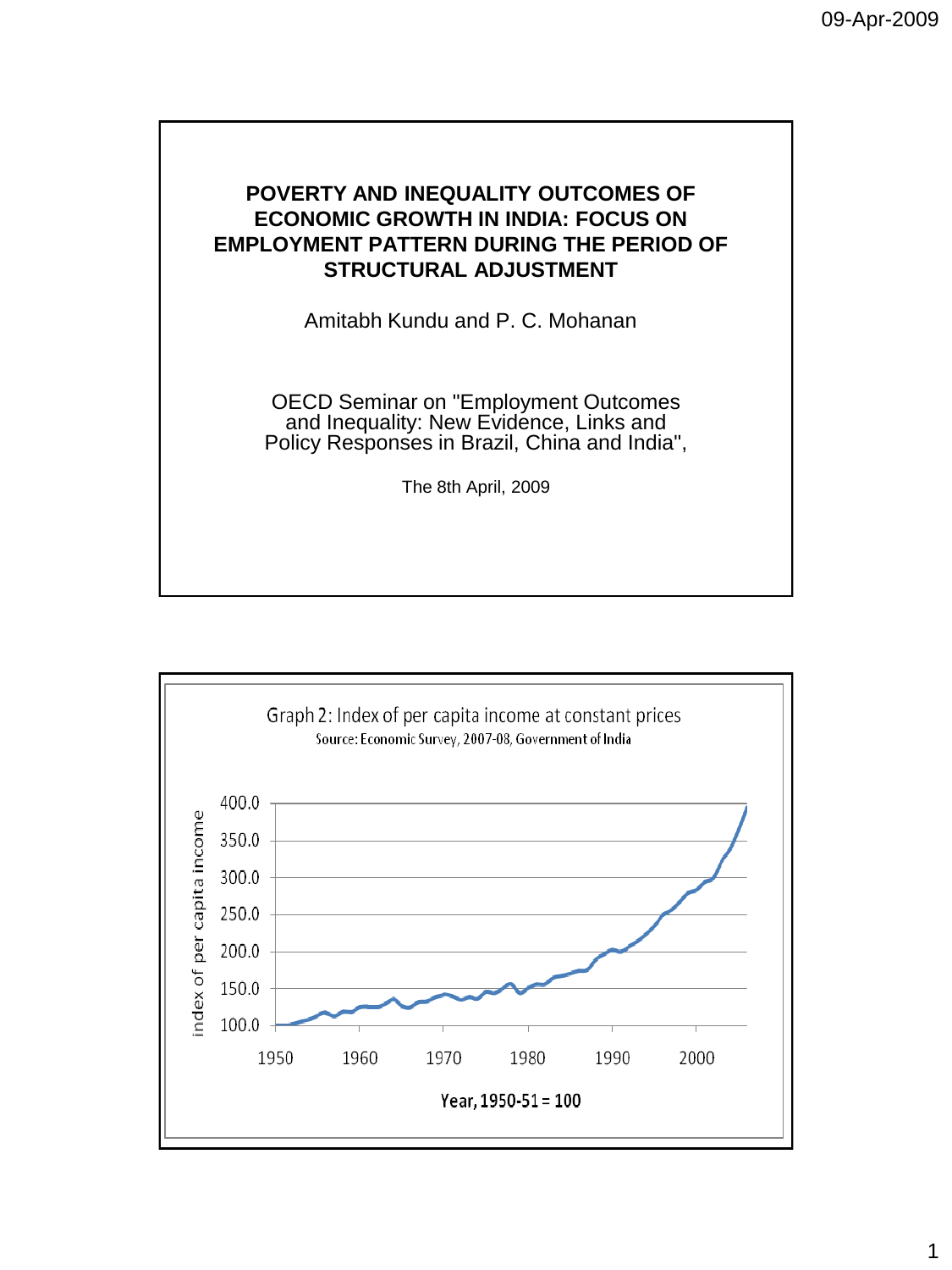# POVERTY AND INEQUALITY OUTCOMES OF ECONOMIC GROWTH IN INDIA: FOCUS ON EMPLOYMENT PATTERN DURING THE PERIOD OF STRUCTURAL ADJUSTMENT

Amitabh Kundu and P. C. Mohanan

OECD Seminar on "Employment Outcomes and Inequality: New Evidence, Links and Policy Responses in Brazil, China and India",

The 8th April, 2009

---

Graph 2: Index of per capita income at constant prices

Source: Economic Survey, 2007-08, Government of India

index of per capita income

400.0
350.0
300.0
250.0
200.0
150.0
100.0

1950 1960 1970 1980 1990 2000

Year, 1950-51 = 100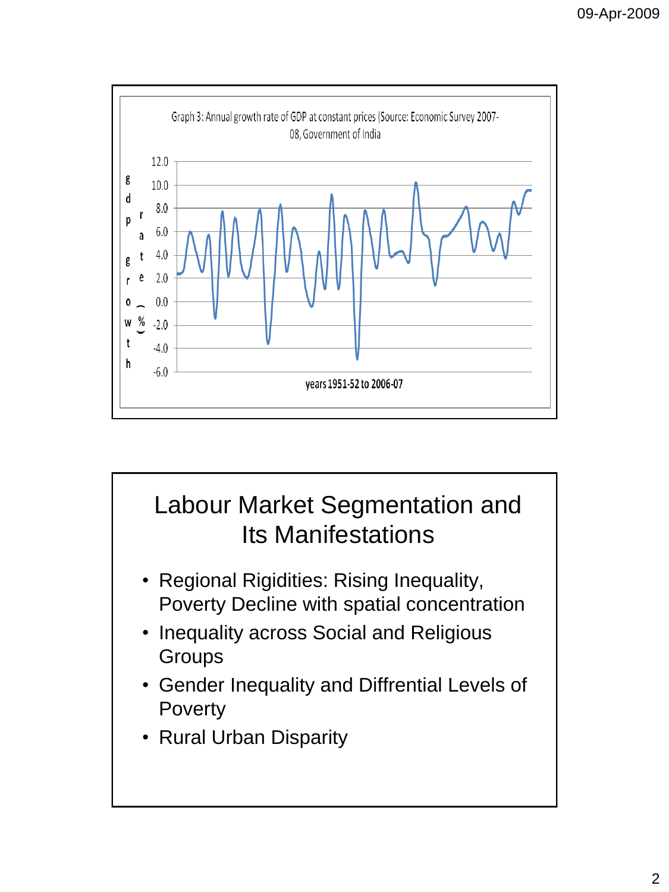Graph 3: Annual growth rate of GDP at constant prices (Source: Economic Survey 2007-08, Government of India

gdp growth rate (%)

years 1951-52 to 2006-07

# Labour Market Segmentation and Its Manifestations

- Regional Rigidities: Rising Inequality, Poverty Decline with spatial concentration
- Inequality across Social and Religious Groups
- Gender Inequality and Diffrential Levels of Poverty
- Rural Urban Disparity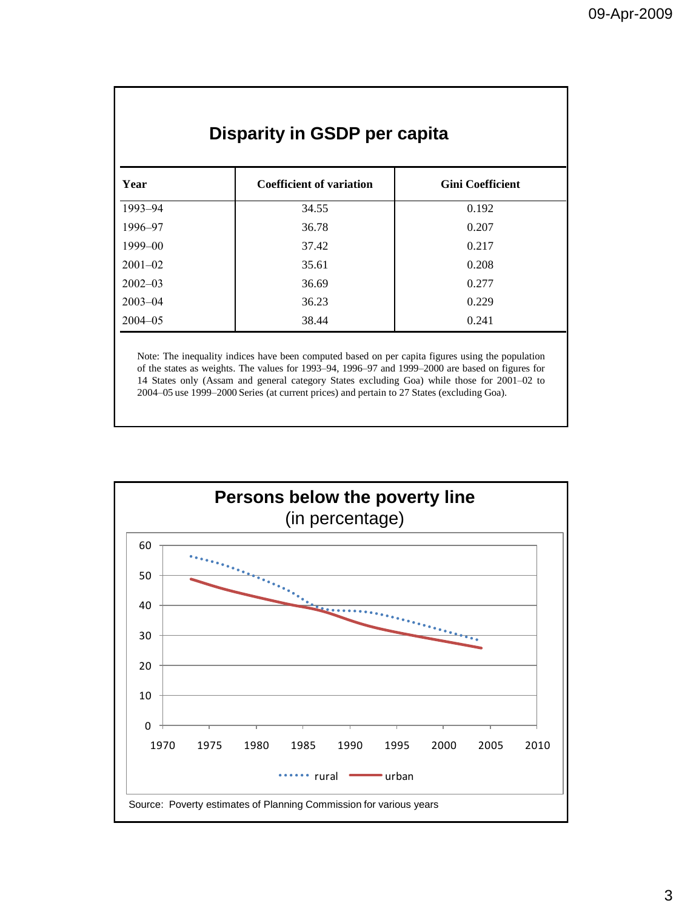## Disparity in GSDP per capita

| Year | Coefficient of variation | Gini Coefficient |
|---|---|---|
| 1993–94 | 34.55 | 0.192 |
| 1996–97 | 36.78 | 0.207 |
| 1999–00 | 37.42 | 0.217 |
| 2001–02 | 35.61 | 0.208 |
| 2002–03 | 36.69 | 0.277 |
| 2003–04 | 36.23 | 0.229 |
| 2004–05 | 38.44 | 0.241 |

Note: The inequality indices have been computed based on per capita figures using the population of the states as weights. The values for 1993–94, 1996–97 and 1999–2000 are based on figures for 14 States only (Assam and general category States excluding Goa) while those for 2001–02 to 2004–05 use 1999–2000 Series (at current prices) and pertain to 27 States (excluding Goa).

## Persons below the poverty line (in percentage)

Source: Poverty estimates of Planning Commission for various years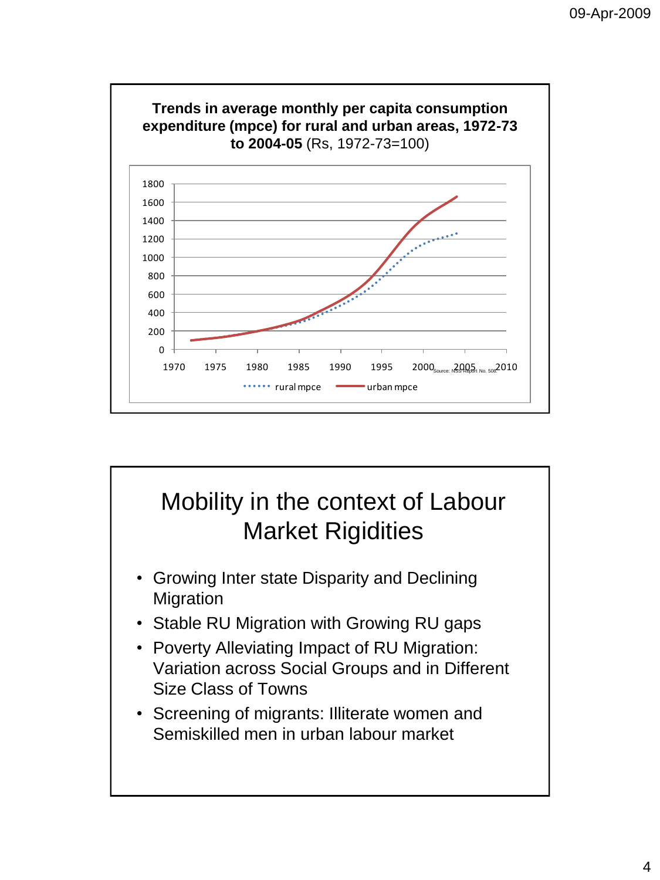**Trends in average monthly per capita consumption expenditure (mpce) for rural and urban areas, 1972-73 to 2004-05** (Rs, 1972-73=100)

Source: NSS Report No. 508.

rural mpce ······ urban mpce ——

# Mobility in the context of Labour Market Rigidities

- Growing Inter state Disparity and Declining Migration
- Stable RU Migration with Growing RU gaps
- Poverty Alleviating Impact of RU Migration: Variation across Social Groups and in Different Size Class of Towns
- Screening of migrants: Illiterate women and Semiskilled men in urban labour market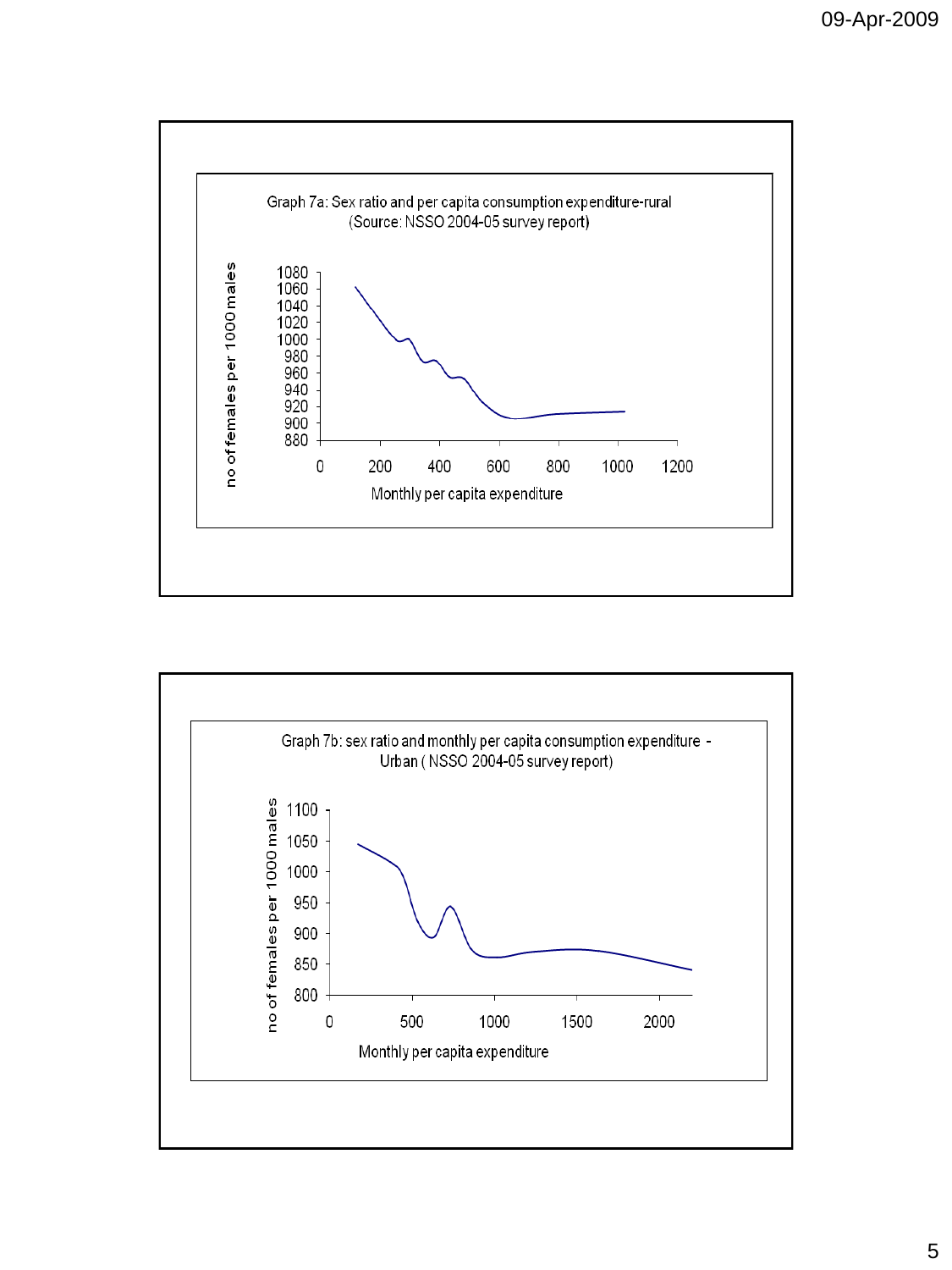Graph 7a: Sex ratio and per capita consumption expenditure-rural
(Source: NSSO 2004-05 survey report)

no of females per 1000 males

Monthly per capita expenditure

Graph 7b: sex ratio and monthly per capita consumption expenditure - Urban ( NSSO 2004-05 survey report)

no of females per 1000 males

Monthly per capita expenditure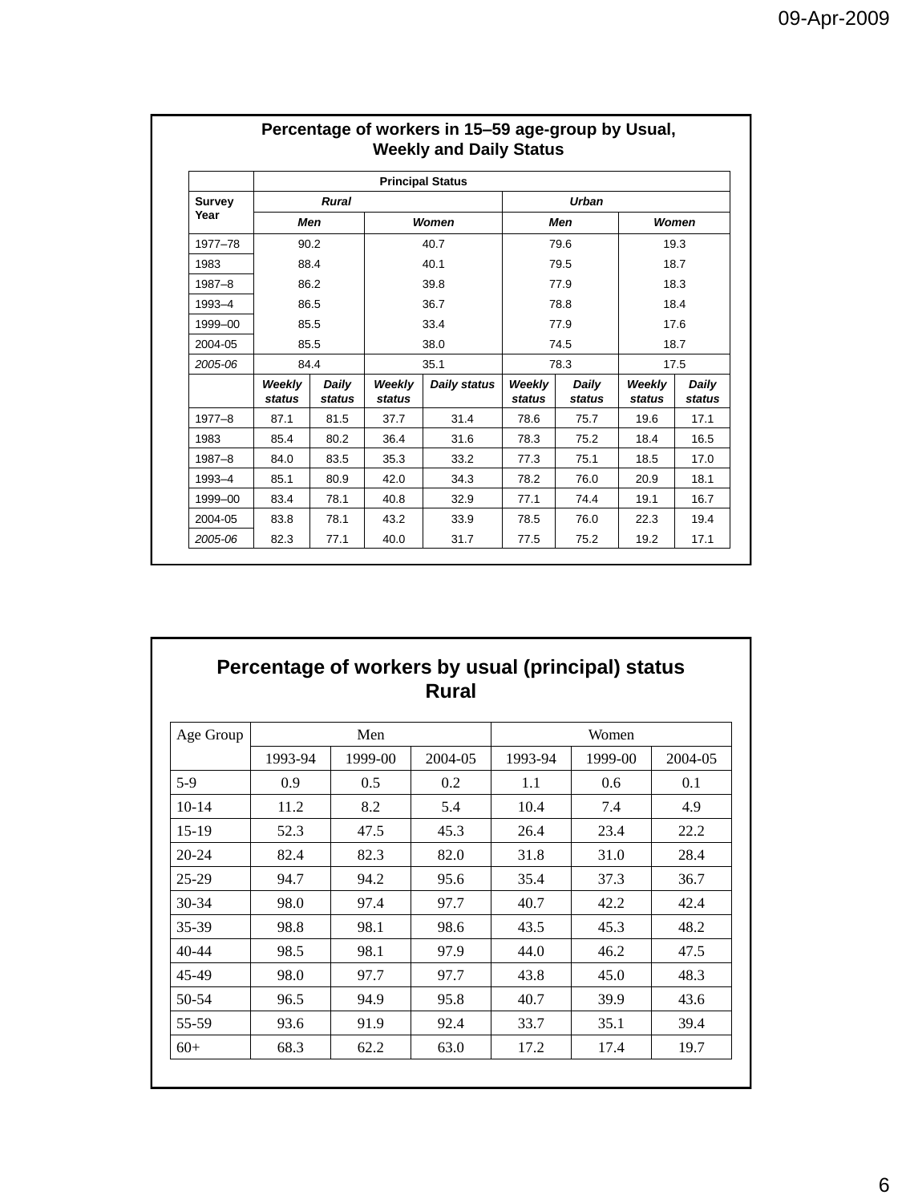## Percentage of workers in 15–59 age-group by Usual, Weekly and Daily Status

| | Principal Status | | | | | | | |
|---|---|---|---|---|---|---|---|---|
| **Survey Year** | ***Rural*** | | | | ***Urban*** | | | |
| | ***Men*** | | ***Women*** | | ***Men*** | | ***Women*** | |
| 1977–78 | 90.2 | | 40.7 | | 79.6 | | 19.3 | |
| 1983 | 88.4 | | 40.1 | | 79.5 | | 18.7 | |
| 1987–8 | 86.2 | | 39.8 | | 77.9 | | 18.3 | |
| 1993–4 | 86.5 | | 36.7 | | 78.8 | | 18.4 | |
| 1999–00 | 85.5 | | 33.4 | | 77.9 | | 17.6 | |
| 2004-05 | 85.5 | | 38.0 | | 74.5 | | 18.7 | |
| *2005-06* | 84.4 | | 35.1 | | 78.3 | | 17.5 | |
| | ***Weekly status*** | ***Daily status*** | ***Weekly status*** | ***Daily status*** | ***Weekly status*** | ***Daily status*** | ***Weekly status*** | ***Daily status*** |
| 1977–8 | 87.1 | 81.5 | 37.7 | 31.4 | 78.6 | 75.7 | 19.6 | 17.1 |
| 1983 | 85.4 | 80.2 | 36.4 | 31.6 | 78.3 | 75.2 | 18.4 | 16.5 |
| 1987–8 | 84.0 | 83.5 | 35.3 | 33.2 | 77.3 | 75.1 | 18.5 | 17.0 |
| 1993–4 | 85.1 | 80.9 | 42.0 | 34.3 | 78.2 | 76.0 | 20.9 | 18.1 |
| 1999–00 | 83.4 | 78.1 | 40.8 | 32.9 | 77.1 | 74.4 | 19.1 | 16.7 |
| 2004-05 | 83.8 | 78.1 | 43.2 | 33.9 | 78.5 | 76.0 | 22.3 | 19.4 |
| *2005-06* | 82.3 | 77.1 | 40.0 | 31.7 | 77.5 | 75.2 | 19.2 | 17.1 |

## Percentage of workers by usual (principal) status Rural

| Age Group | Men | | | Women | | |
|---|---|---|---|---|---|---|
| | 1993-94 | 1999-00 | 2004-05 | 1993-94 | 1999-00 | 2004-05 |
| 5-9 | 0.9 | 0.5 | 0.2 | 1.1 | 0.6 | 0.1 |
| 10-14 | 11.2 | 8.2 | 5.4 | 10.4 | 7.4 | 4.9 |
| 15-19 | 52.3 | 47.5 | 45.3 | 26.4 | 23.4 | 22.2 |
| 20-24 | 82.4 | 82.3 | 82.0 | 31.8 | 31.0 | 28.4 |
| 25-29 | 94.7 | 94.2 | 95.6 | 35.4 | 37.3 | 36.7 |
| 30-34 | 98.0 | 97.4 | 97.7 | 40.7 | 42.2 | 42.4 |
| 35-39 | 98.8 | 98.1 | 98.6 | 43.5 | 45.3 | 48.2 |
| 40-44 | 98.5 | 98.1 | 97.9 | 44.0 | 46.2 | 47.5 |
| 45-49 | 98.0 | 97.7 | 97.7 | 43.8 | 45.0 | 48.3 |
| 50-54 | 96.5 | 94.9 | 95.8 | 40.7 | 39.9 | 43.6 |
| 55-59 | 93.6 | 91.9 | 92.4 | 33.7 | 35.1 | 39.4 |
| 60+ | 68.3 | 62.2 | 63.0 | 17.2 | 17.4 | 19.7 |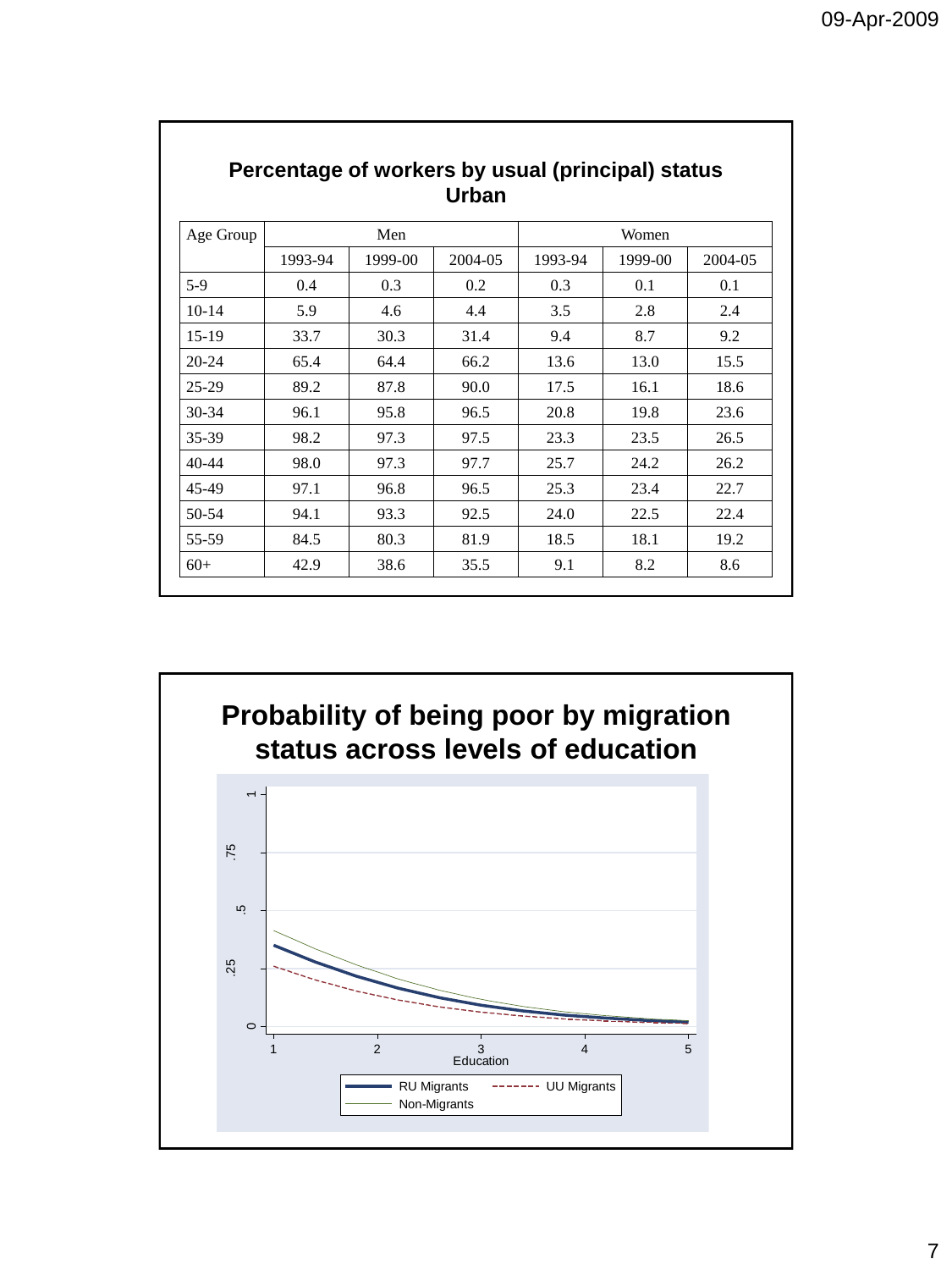## Percentage of workers by usual (principal) status Urban

| Age Group | Men | | | Women | | |
|---|---|---|---|---|---|---|
| | 1993-94 | 1999-00 | 2004-05 | 1993-94 | 1999-00 | 2004-05 |
| 5-9 | 0.4 | 0.3 | 0.2 | 0.3 | 0.1 | 0.1 |
| 10-14 | 5.9 | 4.6 | 4.4 | 3.5 | 2.8 | 2.4 |
| 15-19 | 33.7 | 30.3 | 31.4 | 9.4 | 8.7 | 9.2 |
| 20-24 | 65.4 | 64.4 | 66.2 | 13.6 | 13.0 | 15.5 |
| 25-29 | 89.2 | 87.8 | 90.0 | 17.5 | 16.1 | 18.6 |
| 30-34 | 96.1 | 95.8 | 96.5 | 20.8 | 19.8 | 23.6 |
| 35-39 | 98.2 | 97.3 | 97.5 | 23.3 | 23.5 | 26.5 |
| 40-44 | 98.0 | 97.3 | 97.7 | 25.7 | 24.2 | 26.2 |
| 45-49 | 97.1 | 96.8 | 96.5 | 25.3 | 23.4 | 22.7 |
| 50-54 | 94.1 | 93.3 | 92.5 | 24.0 | 22.5 | 22.4 |
| 55-59 | 84.5 | 80.3 | 81.9 | 18.5 | 18.1 | 19.2 |
| 60+ | 42.9 | 38.6 | 35.5 | 9.1 | 8.2 | 8.6 |

## Probability of being poor by migration status across levels of education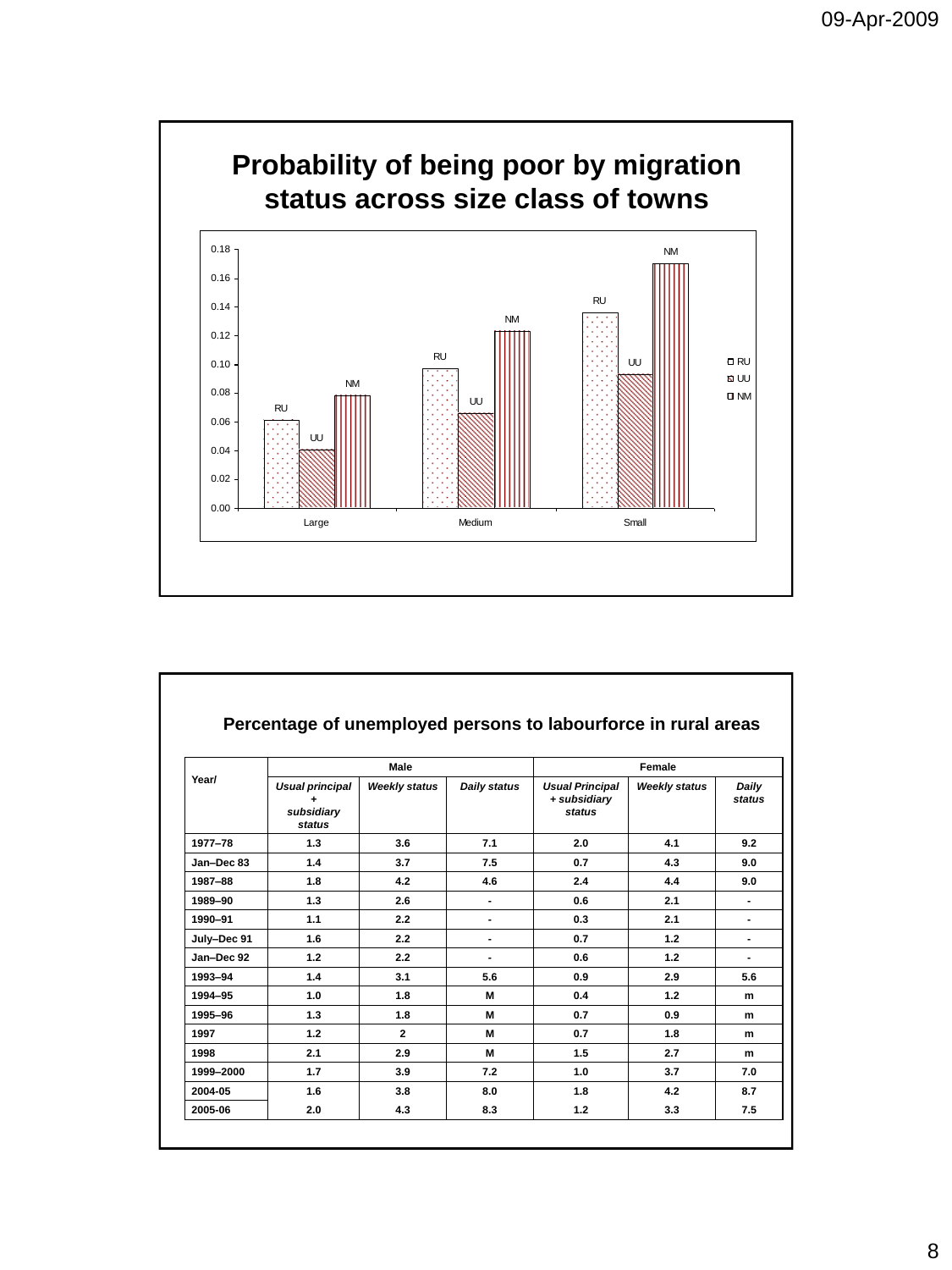## Probability of being poor by migration status across size class of towns

| Size class | RU | UU | NM |
|---|---|---|---|
| Large | 0.061 | 0.041 | 0.078 |
| Medium | 0.097 | 0.066 | 0.123 |
| Small | 0.136 | 0.093 | 0.170 |

## Percentage of unemployed persons to labourforce in rural areas

| Year/ | Male | | | Female | | |
|---|---|---|---|---|---|---|
| | *Usual principal + subsidiary status* | *Weekly status* | *Daily status* | *Usual Principal + subsidiary status* | *Weekly status* | *Daily status* |
| 1977–78 | 1.3 | 3.6 | 7.1 | 2.0 | 4.1 | 9.2 |
| Jan–Dec 83 | 1.4 | 3.7 | 7.5 | 0.7 | 4.3 | 9.0 |
| 1987–88 | 1.8 | 4.2 | 4.6 | 2.4 | 4.4 | 9.0 |
| 1989–90 | 1.3 | 2.6 | - | 0.6 | 2.1 | - |
| 1990–91 | 1.1 | 2.2 | - | 0.3 | 2.1 | - |
| July–Dec 91 | 1.6 | 2.2 | - | 0.7 | 1.2 | - |
| Jan–Dec 92 | 1.2 | 2.2 | - | 0.6 | 1.2 | - |
| 1993–94 | 1.4 | 3.1 | 5.6 | 0.9 | 2.9 | 5.6 |
| 1994–95 | 1.0 | 1.8 | M | 0.4 | 1.2 | m |
| 1995–96 | 1.3 | 1.8 | M | 0.7 | 0.9 | m |
| 1997 | 1.2 | 2 | M | 0.7 | 1.8 | m |
| 1998 | 2.1 | 2.9 | M | 1.5 | 2.7 | m |
| 1999–2000 | 1.7 | 3.9 | 7.2 | 1.0 | 3.7 | 7.0 |
| 2004-05 | 1.6 | 3.8 | 8.0 | 1.8 | 4.2 | 8.7 |
| 2005-06 | 2.0 | 4.3 | 8.3 | 1.2 | 3.3 | 7.5 |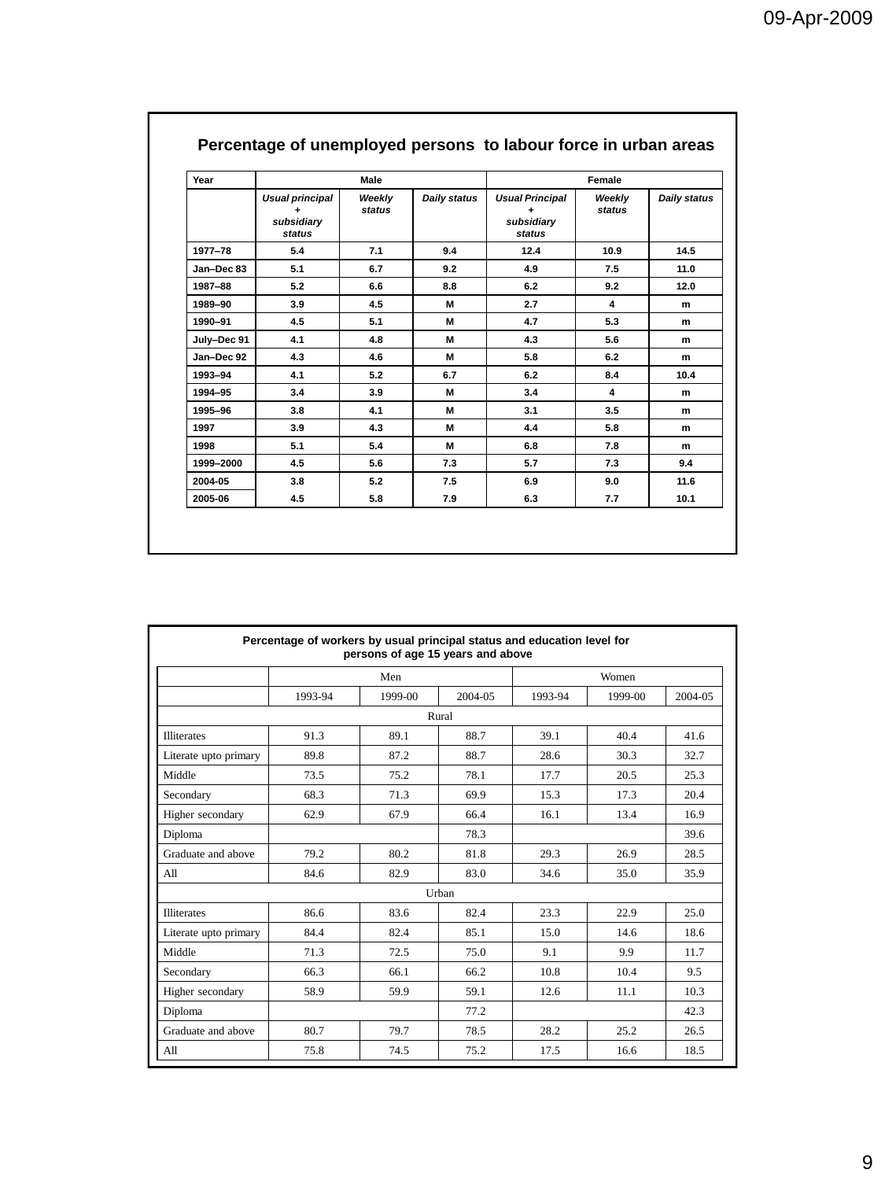## Percentage of unemployed persons to labour force in urban areas

| Year | Male | | | Female | | |
|---|---|---|---|---|---|---|
| | *Usual principal + subsidiary status* | *Weekly status* | *Daily status* | *Usual Principal + subsidiary status* | *Weekly status* | *Daily status* |
| 1977–78 | 5.4 | 7.1 | 9.4 | 12.4 | 10.9 | 14.5 |
| Jan–Dec 83 | 5.1 | 6.7 | 9.2 | 4.9 | 7.5 | 11.0 |
| 1987–88 | 5.2 | 6.6 | 8.8 | 6.2 | 9.2 | 12.0 |
| 1989–90 | 3.9 | 4.5 | M | 2.7 | 4 | m |
| 1990–91 | 4.5 | 5.1 | M | 4.7 | 5.3 | m |
| July–Dec 91 | 4.1 | 4.8 | M | 4.3 | 5.6 | m |
| Jan–Dec 92 | 4.3 | 4.6 | M | 5.8 | 6.2 | m |
| 1993–94 | 4.1 | 5.2 | 6.7 | 6.2 | 8.4 | 10.4 |
| 1994–95 | 3.4 | 3.9 | M | 3.4 | 4 | m |
| 1995–96 | 3.8 | 4.1 | M | 3.1 | 3.5 | m |
| 1997 | 3.9 | 4.3 | M | 4.4 | 5.8 | m |
| 1998 | 5.1 | 5.4 | M | 6.8 | 7.8 | m |
| 1999–2000 | 4.5 | 5.6 | 7.3 | 5.7 | 7.3 | 9.4 |
| 2004-05 | 3.8 | 5.2 | 7.5 | 6.9 | 9.0 | 11.6 |
| 2005-06 | 4.5 | 5.8 | 7.9 | 6.3 | 7.7 | 10.1 |

## Percentage of workers by usual principal status and education level for persons of age 15 years and above

| | Men | | | Women | | |
|---|---|---|---|---|---|---|
| | 1993-94 | 1999-00 | 2004-05 | 1993-94 | 1999-00 | 2004-05 |
| **Rural** | | | | | | |
| Illiterates | 91.3 | 89.1 | 88.7 | 39.1 | 40.4 | 41.6 |
| Literate upto primary | 89.8 | 87.2 | 88.7 | 28.6 | 30.3 | 32.7 |
| Middle | 73.5 | 75.2 | 78.1 | 17.7 | 20.5 | 25.3 |
| Secondary | 68.3 | 71.3 | 69.9 | 15.3 | 17.3 | 20.4 |
| Higher secondary | 62.9 | 67.9 | 66.4 | 16.1 | 13.4 | 16.9 |
| Diploma | | | 78.3 | | | 39.6 |
| Graduate and above | 79.2 | 80.2 | 81.8 | 29.3 | 26.9 | 28.5 |
| All | 84.6 | 82.9 | 83.0 | 34.6 | 35.0 | 35.9 |
| **Urban** | | | | | | |
| Illiterates | 86.6 | 83.6 | 82.4 | 23.3 | 22.9 | 25.0 |
| Literate upto primary | 84.4 | 82.4 | 85.1 | 15.0 | 14.6 | 18.6 |
| Middle | 71.3 | 72.5 | 75.0 | 9.1 | 9.9 | 11.7 |
| Secondary | 66.3 | 66.1 | 66.2 | 10.8 | 10.4 | 9.5 |
| Higher secondary | 58.9 | 59.9 | 59.1 | 12.6 | 11.1 | 10.3 |
| Diploma | | | 77.2 | | | 42.3 |
| Graduate and above | 80.7 | 79.7 | 78.5 | 28.2 | 25.2 | 26.5 |
| All | 75.8 | 74.5 | 75.2 | 17.5 | 16.6 | 18.5 |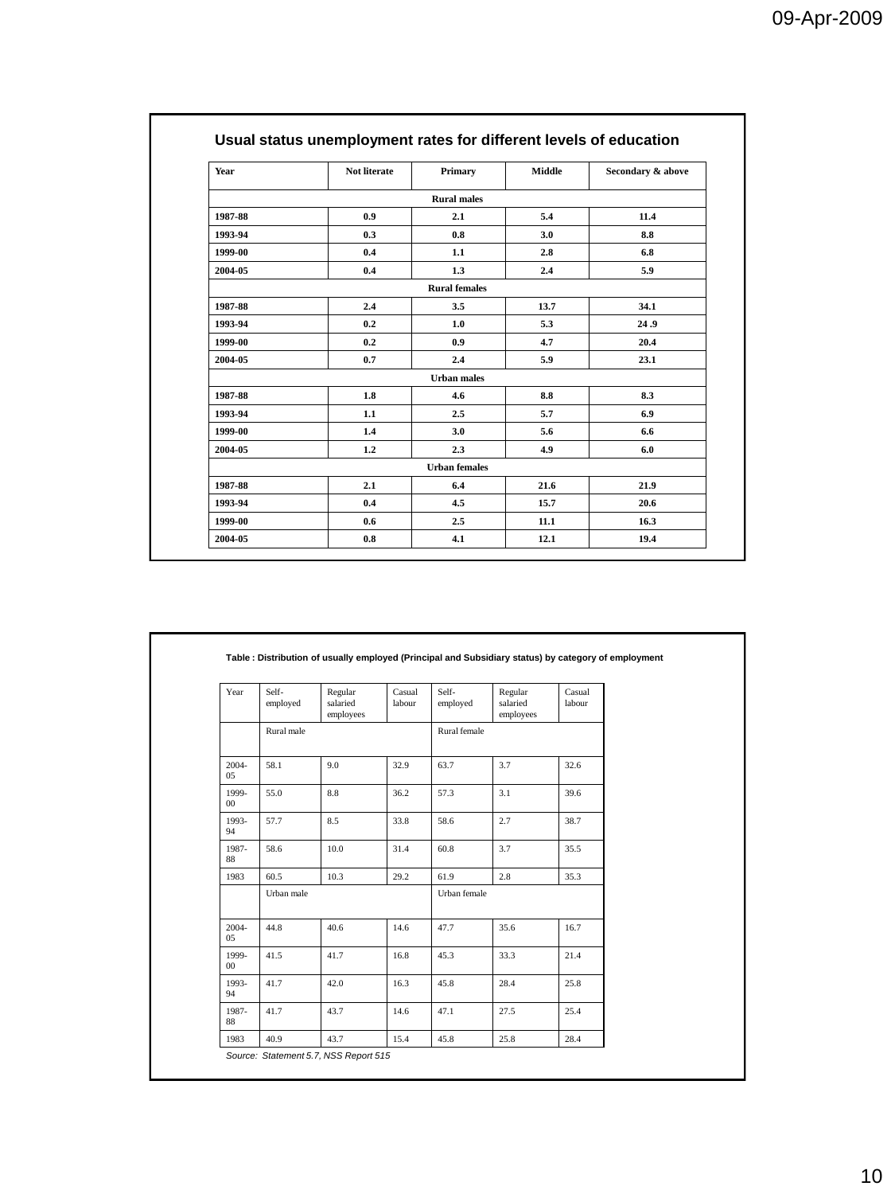## Usual status unemployment rates for different levels of education

| Year | Not literate | Primary | Middle | Secondary & above |
|---|---|---|---|---|
| **Rural males** | | | | |
| 1987-88 | 0.9 | 2.1 | 5.4 | 11.4 |
| 1993-94 | 0.3 | 0.8 | 3.0 | 8.8 |
| 1999-00 | 0.4 | 1.1 | 2.8 | 6.8 |
| 2004-05 | 0.4 | 1.3 | 2.4 | 5.9 |
| **Rural females** | | | | |
| 1987-88 | 2.4 | 3.5 | 13.7 | 34.1 |
| 1993-94 | 0.2 | 1.0 | 5.3 | 24 .9 |
| 1999-00 | 0.2 | 0.9 | 4.7 | 20.4 |
| 2004-05 | 0.7 | 2.4 | 5.9 | 23.1 |
| **Urban males** | | | | |
| 1987-88 | 1.8 | 4.6 | 8.8 | 8.3 |
| 1993-94 | 1.1 | 2.5 | 5.7 | 6.9 |
| 1999-00 | 1.4 | 3.0 | 5.6 | 6.6 |
| 2004-05 | 1.2 | 2.3 | 4.9 | 6.0 |
| **Urban females** | | | | |
| 1987-88 | 2.1 | 6.4 | 21.6 | 21.9 |
| 1993-94 | 0.4 | 4.5 | 15.7 | 20.6 |
| 1999-00 | 0.6 | 2.5 | 11.1 | 16.3 |
| 2004-05 | 0.8 | 4.1 | 12.1 | 19.4 |

**Table : Distribution of usually employed (Principal and Subsidiary status) by category of employment**

| Year | Self-employed | Regular salaried employees | Casual labour | Self-employed | Regular salaried employees | Casual labour |
|---|---|---|---|---|---|---|
| | Rural male | | | Rural female | | |
| 2004-05 | 58.1 | 9.0 | 32.9 | 63.7 | 3.7 | 32.6 |
| 1999-00 | 55.0 | 8.8 | 36.2 | 57.3 | 3.1 | 39.6 |
| 1993-94 | 57.7 | 8.5 | 33.8 | 58.6 | 2.7 | 38.7 |
| 1987-88 | 58.6 | 10.0 | 31.4 | 60.8 | 3.7 | 35.5 |
| 1983 | 60.5 | 10.3 | 29.2 | 61.9 | 2.8 | 35.3 |
| | Urban male | | | Urban female | | |
| 2004-05 | 44.8 | 40.6 | 14.6 | 47.7 | 35.6 | 16.7 |
| 1999-00 | 41.5 | 41.7 | 16.8 | 45.3 | 33.3 | 21.4 |
| 1993-94 | 41.7 | 42.0 | 16.3 | 45.8 | 28.4 | 25.8 |
| 1987-88 | 41.7 | 43.7 | 14.6 | 47.1 | 27.5 | 25.4 |
| 1983 | 40.9 | 43.7 | 15.4 | 45.8 | 25.8 | 28.4 |

*Source: Statement 5.7, NSS Report 515*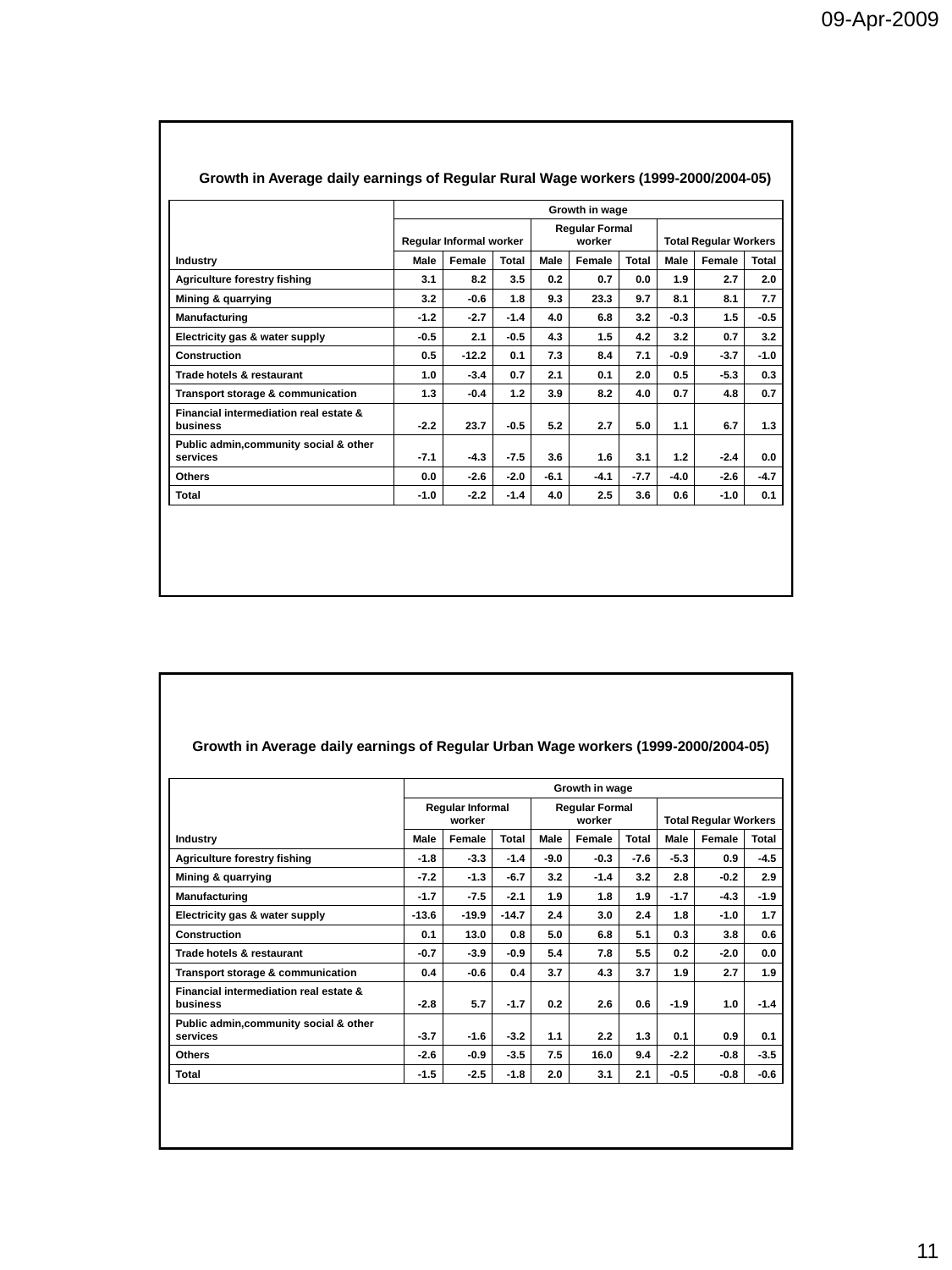**Growth in Average daily earnings of Regular Rural Wage workers (1999-2000/2004-05)**

| | Growth in wage | | | | | | | | |
|---|---|---|---|---|---|---|---|---|---|
| | Regular Informal worker | | | Regular Formal worker | | | Total Regular Workers | | |
| Industry | Male | Female | Total | Male | Female | Total | Male | Female | Total |
| Agriculture forestry fishing | 3.1 | 8.2 | 3.5 | 0.2 | 0.7 | 0.0 | 1.9 | 2.7 | 2.0 |
| Mining & quarrying | 3.2 | -0.6 | 1.8 | 9.3 | 23.3 | 9.7 | 8.1 | 8.1 | 7.7 |
| Manufacturing | -1.2 | -2.7 | -1.4 | 4.0 | 6.8 | 3.2 | -0.3 | 1.5 | -0.5 |
| Electricity gas & water supply | -0.5 | 2.1 | -0.5 | 4.3 | 1.5 | 4.2 | 3.2 | 0.7 | 3.2 |
| Construction | 0.5 | -12.2 | 0.1 | 7.3 | 8.4 | 7.1 | -0.9 | -3.7 | -1.0 |
| Trade hotels & restaurant | 1.0 | -3.4 | 0.7 | 2.1 | 0.1 | 2.0 | 0.5 | -5.3 | 0.3 |
| Transport storage & communication | 1.3 | -0.4 | 1.2 | 3.9 | 8.2 | 4.0 | 0.7 | 4.8 | 0.7 |
| Financial intermediation real estate & business | -2.2 | 23.7 | -0.5 | 5.2 | 2.7 | 5.0 | 1.1 | 6.7 | 1.3 |
| Public admin,community social & other services | -7.1 | -4.3 | -7.5 | 3.6 | 1.6 | 3.1 | 1.2 | -2.4 | 0.0 |
| Others | 0.0 | -2.6 | -2.0 | -6.1 | -4.1 | -7.7 | -4.0 | -2.6 | -4.7 |
| Total | -1.0 | -2.2 | -1.4 | 4.0 | 2.5 | 3.6 | 0.6 | -1.0 | 0.1 |

**Growth in Average daily earnings of Regular Urban Wage workers (1999-2000/2004-05)**

| | Growth in wage | | | | | | | | |
|---|---|---|---|---|---|---|---|---|---|
| | Regular Informal worker | | | Regular Formal worker | | | Total Regular Workers | | |
| Industry | Male | Female | Total | Male | Female | Total | Male | Female | Total |
| Agriculture forestry fishing | -1.8 | -3.3 | -1.4 | -9.0 | -0.3 | -7.6 | -5.3 | 0.9 | -4.5 |
| Mining & quarrying | -7.2 | -1.3 | -6.7 | 3.2 | -1.4 | 3.2 | 2.8 | -0.2 | 2.9 |
| Manufacturing | -1.7 | -7.5 | -2.1 | 1.9 | 1.8 | 1.9 | -1.7 | -4.3 | -1.9 |
| Electricity gas & water supply | -13.6 | -19.9 | -14.7 | 2.4 | 3.0 | 2.4 | 1.8 | -1.0 | 1.7 |
| Construction | 0.1 | 13.0 | 0.8 | 5.0 | 6.8 | 5.1 | 0.3 | 3.8 | 0.6 |
| Trade hotels & restaurant | -0.7 | -3.9 | -0.9 | 5.4 | 7.8 | 5.5 | 0.2 | -2.0 | 0.0 |
| Transport storage & communication | 0.4 | -0.6 | 0.4 | 3.7 | 4.3 | 3.7 | 1.9 | 2.7 | 1.9 |
| Financial intermediation real estate & business | -2.8 | 5.7 | -1.7 | 0.2 | 2.6 | 0.6 | -1.9 | 1.0 | -1.4 |
| Public admin,community social & other services | -3.7 | -1.6 | -3.2 | 1.1 | 2.2 | 1.3 | 0.1 | 0.9 | 0.1 |
| Others | -2.6 | -0.9 | -3.5 | 7.5 | 16.0 | 9.4 | -2.2 | -0.8 | -3.5 |
| Total | -1.5 | -2.5 | -1.8 | 2.0 | 3.1 | 2.1 | -0.5 | -0.8 | -0.6 |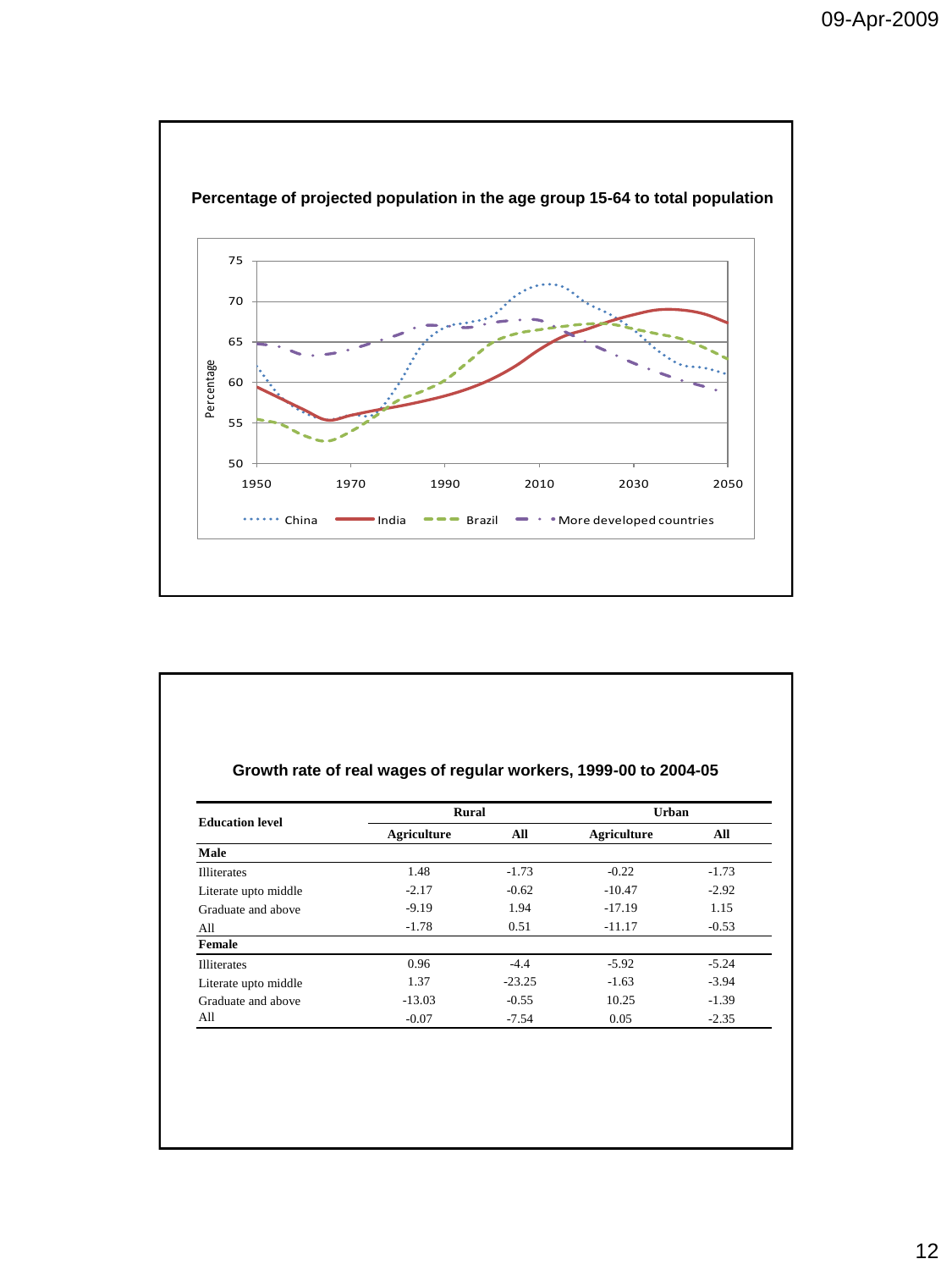## Percentage of projected population in the age group 15-64 to total population

## Growth rate of real wages of regular workers, 1999-00 to 2004-05

| Education level | Rural | | Urban | |
|---|---|---|---|---|
| | Agriculture | All | Agriculture | All |
| **Male** | | | | |
| Illiterates | 1.48 | -1.73 | -0.22 | -1.73 |
| Literate upto middle | -2.17 | -0.62 | -10.47 | -2.92 |
| Graduate and above | -9.19 | 1.94 | -17.19 | 1.15 |
| All | -1.78 | 0.51 | -11.17 | -0.53 |
| **Female** | | | | |
| Illiterates | 0.96 | -4.4 | -5.92 | -5.24 |
| Literate upto middle | 1.37 | -23.25 | -1.63 | -3.94 |
| Graduate and above | -13.03 | -0.55 | 10.25 | -1.39 |
| All | -0.07 | -7.54 | 0.05 | -2.35 |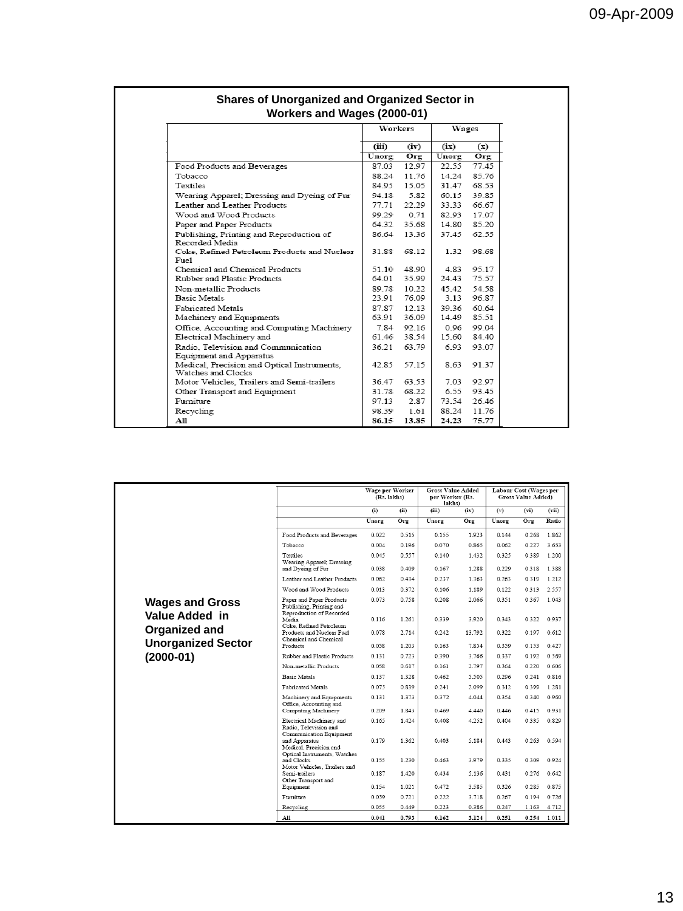## Shares of Unorganized and Organized Sector in Workers and Wages (2000-01)

| | Workers | | Wages | |
|---|---|---|---|---|
| | (iii) | (iv) | (ix) | (x) |
| | Unorg | Org | Unorg | Org |
| Food Products and Beverages | 87.03 | 12.97 | 22.55 | 77.45 |
| Tobacco | 88.24 | 11.76 | 14.24 | 85.76 |
| Textiles | 84.95 | 15.05 | 31.47 | 68.53 |
| Wearing Apparel; Dressing and Dyeing of Fur | 94.18 | 5.82 | 60.15 | 39.85 |
| Leather and Leather Products | 77.71 | 22.29 | 33.33 | 66.67 |
| Wood and Wood Products | 99.29 | 0.71 | 82.93 | 17.07 |
| Paper and Paper Products | 64.32 | 35.68 | 14.80 | 85.20 |
| Publishing, Printing and Reproduction of Recorded Media | 86.64 | 13.36 | 37.45 | 62.55 |
| Coke, Refined Petroleum Products and Nuclear Fuel | 31.88 | 68.12 | 1.32 | 98.68 |
| Chemical and Chemical Products | 51.10 | 48.90 | 4.83 | 95.17 |
| Rubber and Plastic Products | 64.01 | 35.99 | 24.43 | 75.57 |
| Non-metallic Products | 89.78 | 10.22 | 45.42 | 54.58 |
| Basic Metals | 23.91 | 76.09 | 3.13 | 96.87 |
| Fabricated Metals | 87.87 | 12.13 | 39.36 | 60.64 |
| Machinery and Equipments | 63.91 | 36.09 | 14.49 | 85.51 |
| Office, Accounting and Computing Machinery | 7.84 | 92.16 | 0.96 | 99.04 |
| Electrical Machinery and | 61.46 | 38.54 | 15.60 | 84.40 |
| Radio, Television and Communication Equipment and Apparatus | 36.21 | 63.79 | 6.93 | 93.07 |
| Medical, Precision and Optical Instruments, Watches and Clocks | 42.85 | 57.15 | 8.63 | 91.37 |
| Motor Vehicles, Trailers and Semi-trailers | 36.47 | 63.53 | 7.03 | 92.97 |
| Other Transport and Equipment | 31.78 | 68.22 | 6.55 | 93.45 |
| Furniture | 97.13 | 2.87 | 73.54 | 26.46 |
| Recycling | 98.39 | 1.61 | 88.24 | 11.76 |
| **All** | **86.15** | **13.85** | **24.23** | **75.77** |

## Wages and Gross Value Added in Organized and Unorganized Sector (2000-01)

| | Wage per Worker (Rs. lakhs) | | Gross Value Added per Worker (Rs. lakhs) | | Labour Cost (Wages per Gross Value Added) | | |
|---|---|---|---|---|---|---|---|
| | (i) | (ii) | (iii) | (iv) | (v) | (vi) | (vii) |
| | Unorg | Org | Unorg | Org | Unorg | Org | Ratio |
| Food Products and Beverages | 0.022 | 0.515 | 0.155 | 1.923 | 0.144 | 0.268 | 1.862 |
| Tobacco | 0.004 | 0.196 | 0.070 | 0.865 | 0.062 | 0.227 | 3.653 |
| Textiles | 0.045 | 0.557 | 0.140 | 1.432 | 0.325 | 0.389 | 1.200 |
| Wearing Apparel; Dressing and Dyeing of Fur | 0.038 | 0.409 | 0.167 | 1.288 | 0.229 | 0.318 | 1.388 |
| Leather and Leather Products | 0.062 | 0.434 | 0.237 | 1.363 | 0.263 | 0.319 | 1.212 |
| Wood and Wood Products | 0.013 | 0.372 | 0.106 | 1.189 | 0.122 | 0.313 | 2.557 |
| Paper and Paper Products | 0.073 | 0.758 | 0.208 | 2.066 | 0.351 | 0.367 | 1.043 |
| Publishing, Printing and Reproduction of Recorded Media | 0.116 | 1.261 | 0.339 | 3.920 | 0.343 | 0.322 | 0.937 |
| Coke, Refined Petroleum Products and Nuclear Fuel | 0.078 | 2.714 | 0.242 | 13.792 | 0.322 | 0.197 | 0.612 |
| Chemical and Chemical Products | 0.058 | 1.203 | 0.163 | 7.854 | 0.359 | 0.153 | 0.427 |
| Rubber and Plastic Products | 0.131 | 0.723 | 0.390 | 3.766 | 0.337 | 0.192 | 0.569 |
| Non-metallic Products | 0.058 | 0.617 | 0.161 | 2.797 | 0.364 | 0.220 | 0.606 |
| Basic Metals | 0.137 | 1.328 | 0.462 | 5.505 | 0.296 | 0.241 | 0.816 |
| Fabricated Metals | 0.075 | 0.839 | 0.241 | 2.099 | 0.312 | 0.399 | 1.281 |
| Machinery and Equipments | 0.131 | 1.373 | 0.372 | 4.044 | 0.354 | 0.340 | 0.960 |
| Office, Accounting and Computing Machinery | 0.209 | 1.843 | 0.469 | 4.440 | 0.446 | 0.415 | 0.931 |
| Electrical Machinery and | 0.165 | 1.424 | 0.408 | 4.252 | 0.404 | 0.335 | 0.829 |
| Radio, Television and Communication Equipment and Apparatus | 0.179 | 1.362 | 0.403 | 5.184 | 0.443 | 0.263 | 0.594 |
| Medical, Precision and Optical Instruments, Watches and Clocks | 0.155 | 1.230 | 0.463 | 3.979 | 0.335 | 0.309 | 0.924 |
| Motor Vehicles, Trailers and Semi-trailers | 0.187 | 1.420 | 0.434 | 5.136 | 0.431 | 0.276 | 0.642 |
| Other Transport and Equipment | 0.154 | 1.021 | 0.472 | 3.585 | 0.326 | 0.285 | 0.875 |
| Furniture | 0.059 | 0.721 | 0.222 | 3.718 | 0.267 | 0.194 | 0.726 |
| Recycling | 0.055 | 0.449 | 0.223 | 0.386 | 0.247 | 1.163 | 4.712 |
| **All** | **0.041** | **0.793** | **0.162** | **3.124** | **0.251** | **0.254** | **1.011** |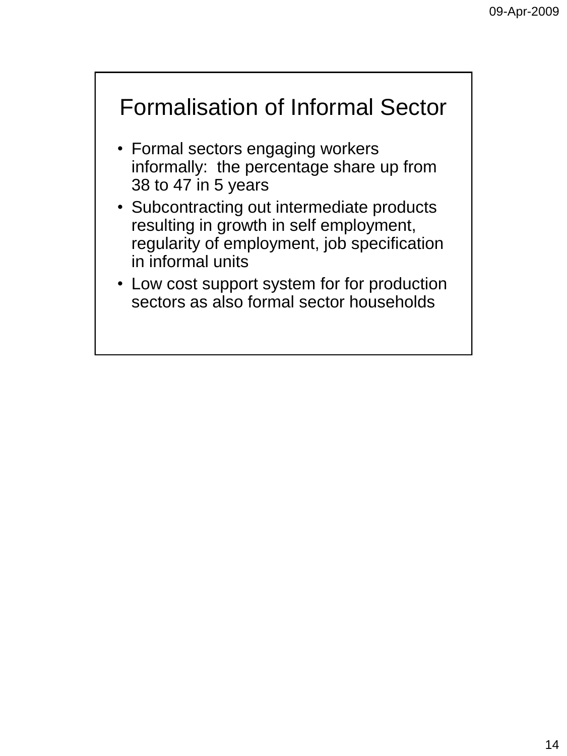# Formalisation of Informal Sector

- Formal sectors engaging workers informally: the percentage share up from 38 to 47 in 5 years
- Subcontracting out intermediate products resulting in growth in self employment, regularity of employment, job specification in informal units
- Low cost support system for for production sectors as also formal sector households